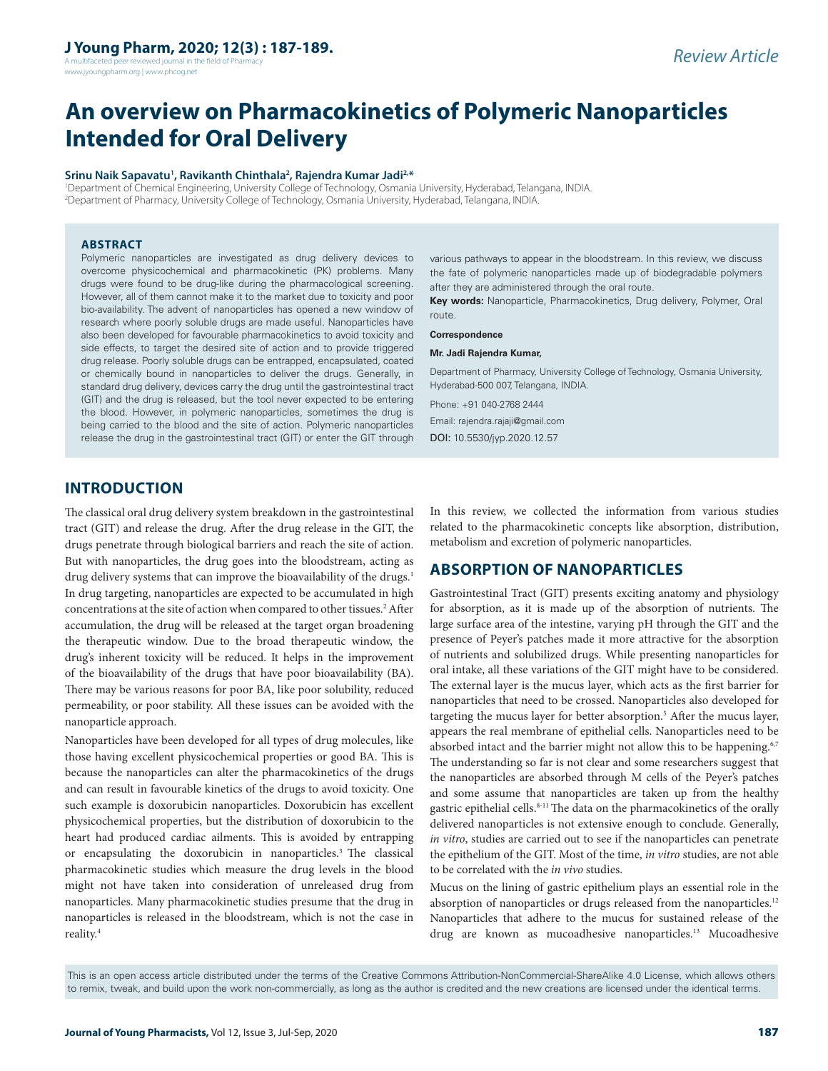# An overview on Pharmacokinetics of Polymeric Nanoparticles Intended for Oral Delivery

**Srinu Naik Sapavatu[1], Ravikanth Chinthala[2], Rajendra Kumar Jadi[2,*]**

[1]Department of Chemical Engineering, University College of Technology, Osmania University, Hyderabad, Telangana, INDIA.
[2]Department of Pharmacy, University College of Technology, Osmania University, Hyderabad, Telangana, INDIA.

## ABSTRACT

Polymeric nanoparticles are investigated as drug delivery devices to overcome physicochemical and pharmacokinetic (PK) problems. Many drugs were found to be drug-like during the pharmacological screening. However, all of them cannot make it to the market due to toxicity and poor bio-availability. The advent of nanoparticles has opened a new window of research where poorly soluble drugs are made useful. Nanoparticles have also been developed for favourable pharmacokinetics to avoid toxicity and side effects, to target the desired site of action and to provide triggered drug release. Poorly soluble drugs can be entrapped, encapsulated, coated or chemically bound in nanoparticles to deliver the drugs. Generally, in standard drug delivery, devices carry the drug until the gastrointestinal tract (GIT) and the drug is released, but the tool never expected to be entering the blood. However, in polymeric nanoparticles, sometimes the drug is being carried to the blood and the site of action. Polymeric nanoparticles release the drug in the gastrointestinal tract (GIT) or enter the GIT through various pathways to appear in the bloodstream. In this review, we discuss the fate of polymeric nanoparticles made up of biodegradable polymers after they are administered through the oral route.

**Key words:** Nanoparticle, Pharmacokinetics, Drug delivery, Polymer, Oral route.

**Correspondence**

**Mr. Jadi Rajendra Kumar,**

Department of Pharmacy, University College of Technology, Osmania University, Hyderabad-500 007, Telangana, INDIA.

Phone: +91 040-2768 2444

Email: rajendra.rajaji@gmail.com

DOI: 10.5530/jyp.2020.12.57

## INTRODUCTION

The classical oral drug delivery system breakdown in the gastrointestinal tract (GIT) and release the drug. After the drug release in the GIT, the drugs penetrate through biological barriers and reach the site of action. But with nanoparticles, the drug goes into the bloodstream, acting as drug delivery systems that can improve the bioavailability of the drugs.[1] In drug targeting, nanoparticles are expected to be accumulated in high concentrations at the site of action when compared to other tissues.[2] After accumulation, the drug will be released at the target organ broadening the therapeutic window. Due to the broad therapeutic window, the drug's inherent toxicity will be reduced. It helps in the improvement of the bioavailability of the drugs that have poor bioavailability (BA). There may be various reasons for poor BA, like poor solubility, reduced permeability, or poor stability. All these issues can be avoided with the nanoparticle approach.

Nanoparticles have been developed for all types of drug molecules, like those having excellent physicochemical properties or good BA. This is because the nanoparticles can alter the pharmacokinetics of the drugs and can result in favourable kinetics of the drugs to avoid toxicity. One such example is doxorubicin nanoparticles. Doxorubicin has excellent physicochemical properties, but the distribution of doxorubicin to the heart had produced cardiac ailments. This is avoided by entrapping or encapsulating the doxorubicin in nanoparticles.[3] The classical pharmacokinetic studies which measure the drug levels in the blood might not have taken into consideration of unreleased drug from nanoparticles. Many pharmacokinetic studies presume that the drug in nanoparticles is released in the bloodstream, which is not the case in reality.[4]

In this review, we collected the information from various studies related to the pharmacokinetic concepts like absorption, distribution, metabolism and excretion of polymeric nanoparticles.

## ABSORPTION OF NANOPARTICLES

Gastrointestinal Tract (GIT) presents exciting anatomy and physiology for absorption, as it is made up of the absorption of nutrients. The large surface area of the intestine, varying pH through the GIT and the presence of Peyer's patches made it more attractive for the absorption of nutrients and solubilized drugs. While presenting nanoparticles for oral intake, all these variations of the GIT might have to be considered. The external layer is the mucus layer, which acts as the first barrier for nanoparticles that need to be crossed. Nanoparticles also developed for targeting the mucus layer for better absorption.[5] After the mucus layer, appears the real membrane of epithelial cells. Nanoparticles need to be absorbed intact and the barrier might not allow this to be happening.[6,7] The understanding so far is not clear and some researchers suggest that the nanoparticles are absorbed through M cells of the Peyer's patches and some assume that nanoparticles are taken up from the healthy gastric epithelial cells.[8-11] The data on the pharmacokinetics of the orally delivered nanoparticles is not extensive enough to conclude. Generally, *in vitro*, studies are carried out to see if the nanoparticles can penetrate the epithelium of the GIT. Most of the time, *in vitro* studies, are not able to be correlated with the *in vivo* studies.

Mucus on the lining of gastric epithelium plays an essential role in the absorption of nanoparticles or drugs released from the nanoparticles.[12] Nanoparticles that adhere to the mucus for sustained release of the drug are known as mucoadhesive nanoparticles.[13] Mucoadhesive

This is an open access article distributed under the terms of the Creative Commons Attribution-NonCommercial-ShareAlike 4.0 License, which allows others to remix, tweak, and build upon the work non-commercially, as long as the author is credited and the new creations are licensed under the identical terms.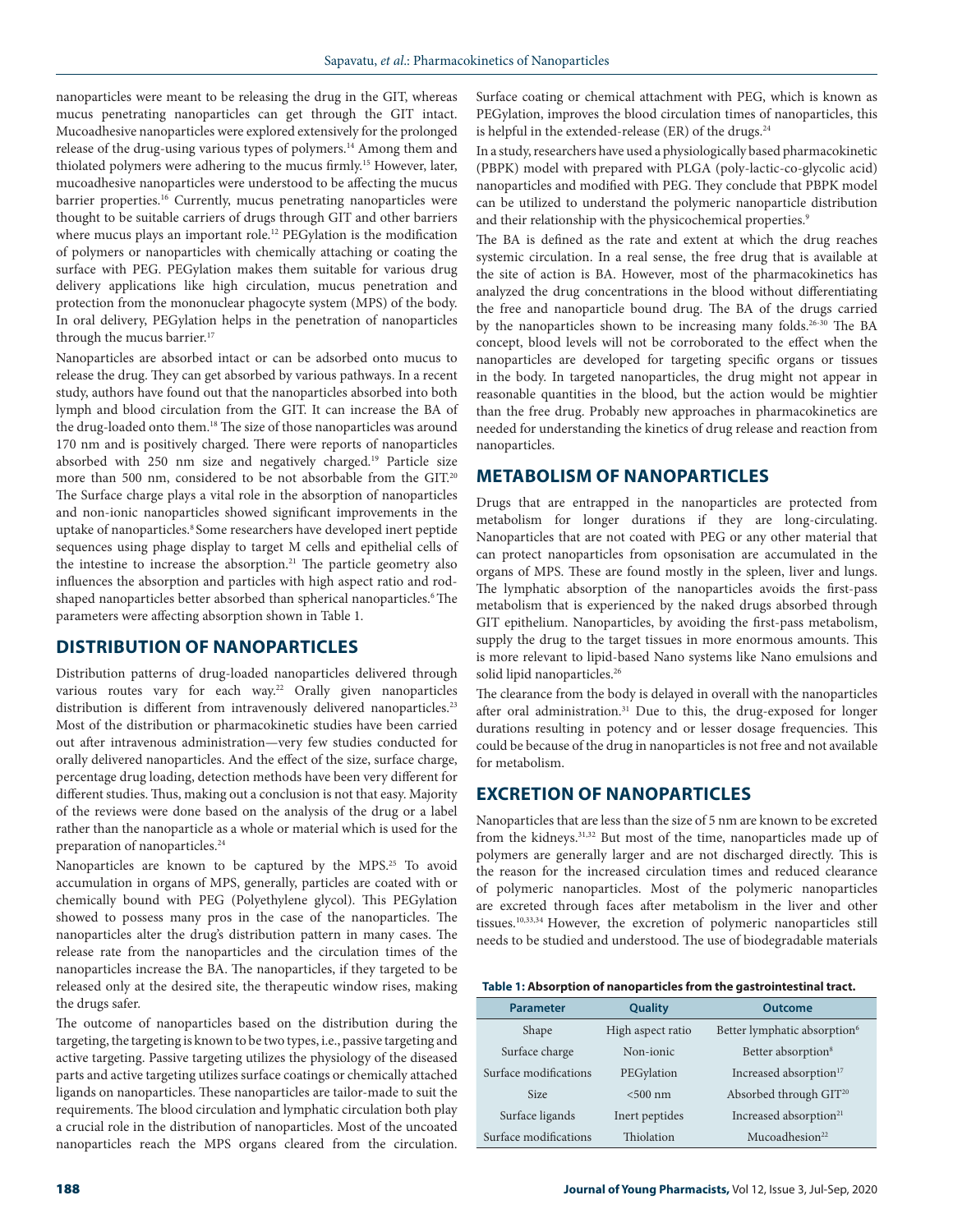nanoparticles were meant to be releasing the drug in the GIT, whereas mucus penetrating nanoparticles can get through the GIT intact. Mucoadhesive nanoparticles were explored extensively for the prolonged release of the drug-using various types of polymers.[14] Among them and thiolated polymers were adhering to the mucus firmly.[15] However, later, mucoadhesive nanoparticles were understood to be affecting the mucus barrier properties.[16] Currently, mucus penetrating nanoparticles were thought to be suitable carriers of drugs through GIT and other barriers where mucus plays an important role.[12] PEGylation is the modification of polymers or nanoparticles with chemically attaching or coating the surface with PEG. PEGylation makes them suitable for various drug delivery applications like high circulation, mucus penetration and protection from the mononuclear phagocyte system (MPS) of the body. In oral delivery, PEGylation helps in the penetration of nanoparticles through the mucus barrier.[17]

Nanoparticles are absorbed intact or can be adsorbed onto mucus to release the drug. They can get absorbed by various pathways. In a recent study, authors have found out that the nanoparticles absorbed into both lymph and blood circulation from the GIT. It can increase the BA of the drug-loaded onto them.[18] The size of those nanoparticles was around 170 nm and is positively charged. There were reports of nanoparticles absorbed with 250 nm size and negatively charged.[19] Particle size more than 500 nm, considered to be not absorbable from the GIT.[20] The Surface charge plays a vital role in the absorption of nanoparticles and non-ionic nanoparticles showed significant improvements in the uptake of nanoparticles.[8] Some researchers have developed inert peptide sequences using phage display to target M cells and epithelial cells of the intestine to increase the absorption.[21] The particle geometry also influences the absorption and particles with high aspect ratio and rod-shaped nanoparticles better absorbed than spherical nanoparticles.[6] The parameters were affecting absorption shown in Table 1.

## DISTRIBUTION OF NANOPARTICLES

Distribution patterns of drug-loaded nanoparticles delivered through various routes vary for each way.[22] Orally given nanoparticles distribution is different from intravenously delivered nanoparticles.[23] Most of the distribution or pharmacokinetic studies have been carried out after intravenous administration—very few studies conducted for orally delivered nanoparticles. And the effect of the size, surface charge, percentage drug loading, detection methods have been very different for different studies. Thus, making out a conclusion is not that easy. Majority of the reviews were done based on the analysis of the drug or a label rather than the nanoparticle as a whole or material which is used for the preparation of nanoparticles.[24]

Nanoparticles are known to be captured by the MPS.[25] To avoid accumulation in organs of MPS, generally, particles are coated with or chemically bound with PEG (Polyethylene glycol). This PEGylation showed to possess many pros in the case of the nanoparticles. The nanoparticles alter the drug's distribution pattern in many cases. The release rate from the nanoparticles and the circulation times of the nanoparticles increase the BA. The nanoparticles, if they targeted to be released only at the desired site, the therapeutic window rises, making the drugs safer.

The outcome of nanoparticles based on the distribution during the targeting, the targeting is known to be two types, i.e., passive targeting and active targeting. Passive targeting utilizes the physiology of the diseased parts and active targeting utilizes surface coatings or chemically attached ligands on nanoparticles. These nanoparticles are tailor-made to suit the requirements. The blood circulation and lymphatic circulation both play a crucial role in the distribution of nanoparticles. Most of the uncoated nanoparticles reach the MPS organs cleared from the circulation. Surface coating or chemical attachment with PEG, which is known as PEGylation, improves the blood circulation times of nanoparticles, this is helpful in the extended-release (ER) of the drugs.[24]

In a study, researchers have used a physiologically based pharmacokinetic (PBPK) model with prepared with PLGA (poly-lactic-co-glycolic acid) nanoparticles and modified with PEG. They conclude that PBPK model can be utilized to understand the polymeric nanoparticle distribution and their relationship with the physicochemical properties.[9]

The BA is defined as the rate and extent at which the drug reaches systemic circulation. In a real sense, the free drug that is available at the site of action is BA. However, most of the pharmacokinetics has analyzed the drug concentrations in the blood without differentiating the free and nanoparticle bound drug. The BA of the drugs carried by the nanoparticles shown to be increasing many folds.[26-30] The BA concept, blood levels will not be corroborated to the effect when the nanoparticles are developed for targeting specific organs or tissues in the body. In targeted nanoparticles, the drug might not appear in reasonable quantities in the blood, but the action would be mightier than the free drug. Probably new approaches in pharmacokinetics are needed for understanding the kinetics of drug release and reaction from nanoparticles.

## METABOLISM OF NANOPARTICLES

Drugs that are entrapped in the nanoparticles are protected from metabolism for longer durations if they are long-circulating. Nanoparticles that are not coated with PEG or any other material that can protect nanoparticles from opsonisation are accumulated in the organs of MPS. These are found mostly in the spleen, liver and lungs. The lymphatic absorption of the nanoparticles avoids the first-pass metabolism that is experienced by the naked drugs absorbed through GIT epithelium. Nanoparticles, by avoiding the first-pass metabolism, supply the drug to the target tissues in more enormous amounts. This is more relevant to lipid-based Nano systems like Nano emulsions and solid lipid nanoparticles.[26]

The clearance from the body is delayed in overall with the nanoparticles after oral administration.[31] Due to this, the drug-exposed for longer durations resulting in potency and or lesser dosage frequencies. This could be because of the drug in nanoparticles is not free and not available for metabolism.

## EXCRETION OF NANOPARTICLES

Nanoparticles that are less than the size of 5 nm are known to be excreted from the kidneys.[31,32] But most of the time, nanoparticles made up of polymers are generally larger and are not discharged directly. This is the reason for the increased circulation times and reduced clearance of polymeric nanoparticles. Most of the polymeric nanoparticles are excreted through faces after metabolism in the liver and other tissues.[10,33,34] However, the excretion of polymeric nanoparticles still needs to be studied and understood. The use of biodegradable materials

**Table 1: Absorption of nanoparticles from the gastrointestinal tract.**

| Parameter | Quality | Outcome |
|---|---|---|
| Shape | High aspect ratio | Better lymphatic absorption[6] |
| Surface charge | Non-ionic | Better absorption[8] |
| Surface modifications | PEGylation | Increased absorption[17] |
| Size | <500 nm | Absorbed through GIT[20] |
| Surface ligands | Inert peptides | Increased absorption[21] |
| Surface modifications | Thiolation | Mucoadhesion[22] |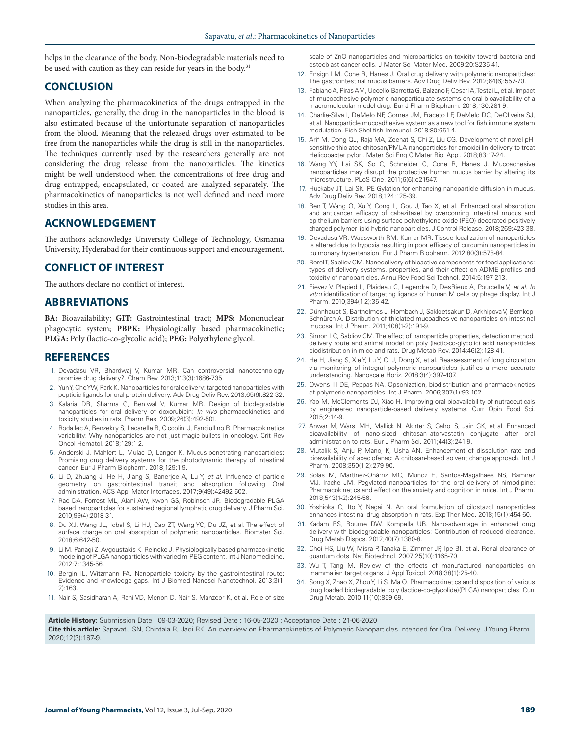helps in the clearance of the body. Non-biodegradable materials need to be used with caution as they can reside for years in the body.[31]

## CONCLUSION

When analyzing the pharmacokinetics of the drugs entrapped in the nanoparticles, generally, the drug in the nanoparticles in the blood is also estimated because of the unfortunate separation of nanoparticles from the blood. Meaning that the released drugs over estimated to be free from the nanoparticles while the drug is still in the nanoparticles. The techniques currently used by the researchers generally are not considering the drug release from the nanoparticles. The kinetics might be well understood when the concentrations of free drug and drug entrapped, encapsulated, or coated are analyzed separately. The pharmacokinetics of nanoparticles is not well defined and need more studies in this area.

## ACKNOWLEDGEMENT

The authors acknowledge University College of Technology, Osmania University, Hyderabad for their continuous support and encouragement.

## CONFLICT OF INTEREST

The authors declare no conflict of interest.

## ABBREVIATIONS

**BA:** Bioavailability; **GIT:** Gastrointestinal tract; **MPS:** Mononuclear phagocytic system; **PBPK:** Physiologically based pharmacokinetic; **PLGA:** Poly (lactic-co-glycolic acid); **PEG:** Polyethylene glycol.

## REFERENCES

1. Devadasu VR, Bhardwaj V, Kumar MR. Can controversial nanotechnology promise drug delivery?. Chem Rev. 2013;113(3):1686-735.
2. Yun Y, Cho YW, Park K. Nanoparticles for oral delivery: targeted nanoparticles with peptidic ligands for oral protein delivery. Adv Drug Deliv Rev. 2013;65(6):822-32.
3. Kalaria DR, Sharma G, Beniwal V, Kumar MR. Design of biodegradable nanoparticles for oral delivery of doxorubicin: *In vivo* pharmacokinetics and toxicity studies in rats. Pharm Res. 2009;26(3):492-501.
4. Rodallec A, Benzekry S, Lacarelle B, Ciccolini J, Fanciullino R. Pharmacokinetics variability: Why nanoparticles are not just magic-bullets in oncology. Crit Rev Oncol Hematol. 2018;129:1-2.
5. Anderski J, Mahlert L, Mulac D, Langer K. Mucus-penetrating nanoparticles: Promising drug delivery systems for the photodynamic therapy of intestinal cancer. Eur J Pharm Biopharm. 2018;129:1-9.
6. Li D, Zhuang J, He H, Jiang S, Banerjee A, Lu Y, *et al.* Influence of particle geometry on gastrointestinal transit and absorption following Oral administration. ACS Appl Mater Interfaces. 2017;9(49):42492-502.
7. Rao DA, Forrest ML, Alani AW, Kwon GS, Robinson JR. Biodegradable PLGA based nanoparticles for sustained regional lymphatic drug delivery. J Pharm Sci. 2010;99(4):2018-31.
8. Du XJ, Wang JL, Iqbal S, Li HJ, Cao ZT, Wang YC, Du JZ, et al. The effect of surface charge on oral absorption of polymeric nanoparticles. Biomater Sci. 2018;6:642-50.
9. Li M, Panagi Z, Avgoustakis K, Reineke J. Physiologically based pharmacokinetic modeling of PLGA nanoparticles with varied m-PEG content. Int J Nanomedicine. 2012;7:1345-56.
10. Bergin IL, Witzmann FA. Nanoparticle toxicity by the gastrointestinal route: Evidence and knowledge gaps. Int J Biomed Nanosci Nanotechnol. 2013;3(1-2):163.
11. Nair S, Sasidharan A, Rani VD, Menon D, Nair S, Manzoor K, et al. Role of size scale of ZnO nanoparticles and microparticles on toxicity toward bacteria and osteoblast cancer cells. J Mater Sci Mater Med. 2009;20:S235-41.
12. Ensign LM, Cone R, Hanes J. Oral drug delivery with polymeric nanoparticles: The gastrointestinal mucus barriers. Adv Drug Deliv Rev. 2012;64(6):557-70.
13. Fabiano A, Piras AM, Uccello-Barretta G, Balzano F, Cesari A, Testai L, et al. Impact of mucoadhesive polymeric nanoparticulate systems on oral bioavailability of a macromolecular model drug. Eur J Pharm Biopharm. 2018;130:281-9.
14. Charlie-Silva I, DeMelo NF, Gomes JM, Fraceto LF, DeMelo DC, DeOliveira SJ, et al. Nanoparticle mucoadhesive system as a new tool for fish immune system modulation. Fish Shellfish Immunol. 2018;80:651-4.
15. Arif M, Dong QJ, Raja MA, Zeenat S, Chi Z, Liu CG. Development of novel pH-sensitive thiolated chitosan/PMLA nanoparticles for amoxicillin delivery to treat Helicobacter pylori. Mater Sci Eng C Mater Biol Appl. 2018;83:17-24.
16. Wang YY, Lai SK, So C, Schneider C, Cone R, Hanes J. Mucoadhesive nanoparticles may disrupt the protective human mucus barrier by altering its microstructure. PLoS One. 2011;6(6):e21547.
17. Huckaby JT, Lai SK. PE Gylation for enhancing nanoparticle diffusion in mucus. Adv Drug Deliv Rev. 2018;124:125-39.
18. Ren T, Wang Q, Xu Y, Cong L, Gou J, Tao X, et al. Enhanced oral absorption and anticancer efficacy of cabazitaxel by overcoming intestinal mucus and epithelium barriers using surface polyethylene oxide (PEO) decorated positively charged polymer-lipid hybrid nanoparticles. J Control Release. 2018;269:423-38.
19. Devadasu VR, Wadsworth RM, Kumar MR. Tissue localization of nanoparticles is altered due to hypoxia resulting in poor efficacy of curcumin nanoparticles in pulmonary hypertension. Eur J Pharm Biopharm. 2012;80(3):578-84.
20. Borel T, Sabliov CM. Nanodelivery of bioactive components for food applications: types of delivery systems, properties, and their effect on ADME profiles and toxicity of nanoparticles. Annu Rev Food Sci Technol. 2014;5:197-213.
21. Fievez V, Plapied L, Plaideau C, Legendre D, DesRieux A, Pourcelle V, *et al. In vitro* identification of targeting ligands of human M cells by phage display. Int J Pharm. 2010;394(1-2):35-42.
22. Dünnhaupt S, Barthelmes J, Hombach J, Sakloetsakun D, Arkhipova V, Bernkop-Schnürch A. Distribution of thiolated mucoadhesive nanoparticles on intestinal mucosa. Int J Pharm. 2011;408(1-2):191-9.
23. Simon LC, Sabliov CM. The effect of nanoparticle properties, detection method, delivery route and animal model on poly (lactic-co-glycolic) acid nanoparticles biodistribution in mice and rats. Drug Metab Rev. 2014;46(2):128-41.
24. He H, Jiang S, Xie Y, Lu Y, Qi J, Dong X, et al. Reassessment of long circulation via monitoring of integral polymeric nanoparticles justifies a more accurate understanding. Nanoscale Horiz. 2018;3(4):397-407.
25. Owens III DE, Peppas NA. Opsonization, biodistribution and pharmacokinetics of polymeric nanoparticles. Int J Pharm. 2006;307(1):93-102.
26. Yao M, McClements DJ, Xiao H. Improving oral bioavailability of nutraceuticals by engineered nanoparticle-based delivery systems. Curr Opin Food Sci. 2015;2:14-9.
27. Anwar M, Warsi MH, Mallick N, Akhter S, Gahoi S, Jain GK, et al. Enhanced bioavailability of nano-sized chitosan–atorvastatin conjugate after oral administration to rats. Eur J Pharm Sci. 2011;44(3):241-9.
28. Mutalik S, Anju P, Manoj K, Usha AN. Enhancement of dissolution rate and bioavailability of aceclofenac: A chitosan-based solvent change approach. Int J Pharm. 2008;350(1-2):279-90.
29. Solas M, Martínez-Ohárriz MC, Muñoz E, Santos-Magalhães NS, Ramirez MJ, Irache JM. Pegylated nanoparticles for the oral delivery of nimodipine: Pharmacokinetics and effect on the anxiety and cognition in mice. Int J Pharm. 2018;543(1-2):245-56.
30. Yoshioka C, Ito Y, Nagai N. An oral formulation of cilostazol nanoparticles enhances intestinal drug absorption in rats. Exp Ther Med. 2018;15(1):454-60.
31. Kadam RS, Bourne DW, Kompella UB. Nano-advantage in enhanced drug delivery with biodegradable nanoparticles: Contribution of reduced clearance. Drug Metab Dispos. 2012;40(7):1380-8.
32. Choi HS, Liu W, Misra P, Tanaka E, Zimmer JP, Ipe BI, et al. Renal clearance of quantum dots. Nat Biotechnol. 2007;25(10):1165-70.
33. Wu T, Tang M. Review of the effects of manufactured nanoparticles on mammalian target organs. J Appl Toxicol. 2018;38(1):25-40.
34. Song X, Zhao X, Zhou Y, Li S, Ma Q. Pharmacokinetics and disposition of various drug loaded biodegradable poly (lactide-co-glycolide)(PLGA) nanoparticles. Curr Drug Metab. 2010;11(10):859-69.

**Article History:** Submission Date : 09-03-2020; Revised Date : 16-05-2020 ; Acceptance Date : 21-06-2020

**Cite this article:** Sapavatu SN, Chintala R, Jadi RK. An overview on Pharmacokinetics of Polymeric Nanoparticles Intended for Oral Delivery. J Young Pharm. 2020;12(3):187-9.